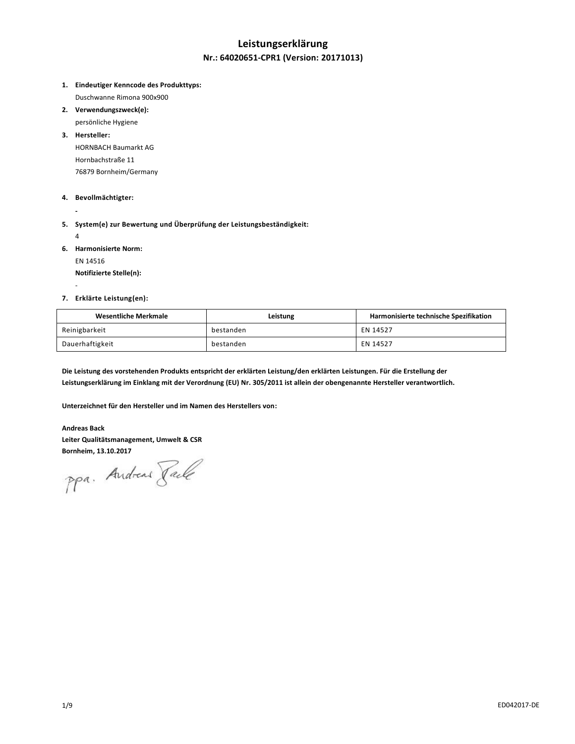# Leistungserklärung

## Nr.: 64020651-CPR1 (Version: 20171013)

1. **Eindeutiger Kenncode des Produkttyps:**
   Duschwanne Rimona 900x900
2. **Verwendungszweck(e):**
   persönliche Hygiene
3. **Hersteller:**
   HORNBACH Baumarkt AG
   Hornbachstraße 11
   76879 Bornheim/Germany
4. **Bevollmächtigter:**
   -
5. **System(e) zur Bewertung und Überprüfung der Leistungsbeständigkeit:**
   4
6. **Harmonisierte Norm:**
   EN 14516
   **Notifizierte Stelle(n):**
   -
7. **Erklärte Leistung(en):**

| Wesentliche Merkmale | Leistung | Harmonisierte technische Spezifikation |
|---|---|---|
| Reinigbarkeit | bestanden | EN 14527 |
| Dauerhaftigkeit | bestanden | EN 14527 |

**Die Leistung des vorstehenden Produkts entspricht der erklärten Leistung/den erklärten Leistungen. Für die Erstellung der Leistungserklärung im Einklang mit der Verordnung (EU) Nr. 305/2011 ist allein der obengenannte Hersteller verantwortlich.**

**Unterzeichnet für den Hersteller und im Namen des Herstellers von:**

**Andreas Back**
**Leiter Qualitätsmanagement, Umwelt & CSR**
**Bornheim, 13.10.2017**

ppa. Andreas Back

ED042017-DE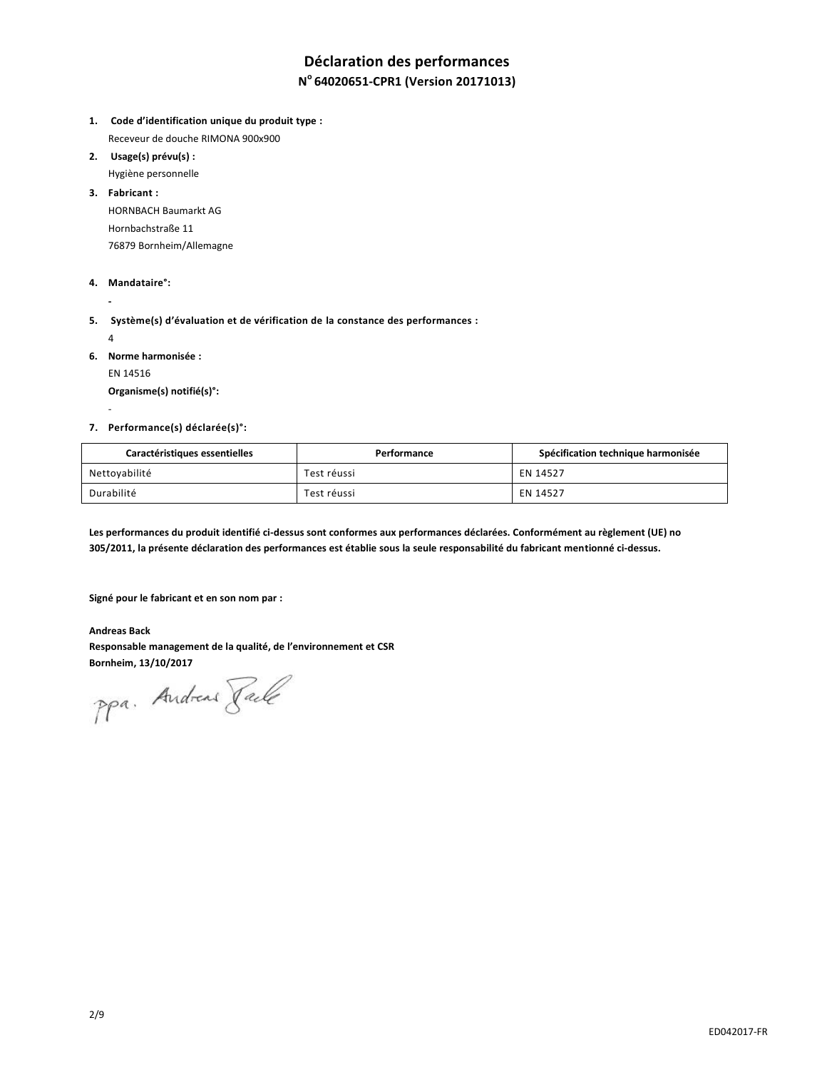# Déclaration des performances

## N° 64020651-CPR1 (Version 20171013)

1. **Code d'identification unique du produit type :**
   Receveur de douche RIMONA 900x900
2. **Usage(s) prévu(s) :**
   Hygiène personnelle
3. **Fabricant :**
   HORNBACH Baumarkt AG
   Hornbachstraße 11
   76879 Bornheim/Allemagne
4. **Mandataire°:**
   -
5. **Système(s) d'évaluation et de vérification de la constance des performances :**
   4
6. **Norme harmonisée :**
   EN 14516
   **Organisme(s) notifié(s)°:**
   -
7. **Performance(s) déclarée(s)°:**

| Caractéristiques essentielles | Performance | Spécification technique harmonisée |
| --- | --- | --- |
| Nettoyabilité | Test réussi | EN 14527 |
| Durabilité | Test réussi | EN 14527 |

**Les performances du produit identifié ci-dessus sont conformes aux performances déclarées. Conformément au règlement (UE) no 305/2011, la présente déclaration des performances est établie sous la seule responsabilité du fabricant mentionné ci-dessus.**

**Signé pour le fabricant et en son nom par :**

**Andreas Back**
**Responsable management de la qualité, de l'environnement et CSR**
**Bornheim, 13/10/2017**

ppa. Andreas Back

ED042017-FR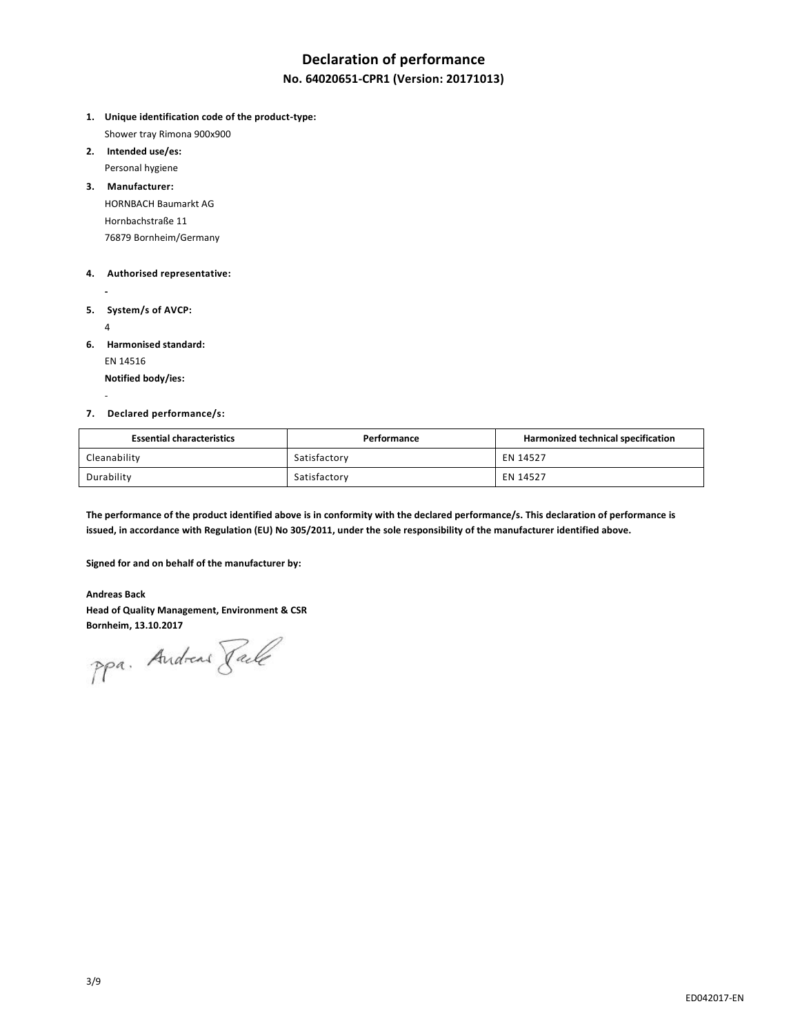# Declaration of performance

## No. 64020651-CPR1 (Version: 20171013)

1. **Unique identification code of the product-type:**
   Shower tray Rimona 900x900
2. **Intended use/es:**
   Personal hygiene
3. **Manufacturer:**
   HORNBACH Baumarkt AG
   Hornbachstraße 11
   76879 Bornheim/Germany
4. **Authorised representative:**
   -
5. **System/s of AVCP:**
   4
6. **Harmonised standard:**
   EN 14516
   **Notified body/ies:**
   -
7. **Declared performance/s:**

| Essential characteristics | Performance | Harmonized technical specification |
| --- | --- | --- |
| Cleanability | Satisfactory | EN 14527 |
| Durability | Satisfactory | EN 14527 |

**The performance of the product identified above is in conformity with the declared performance/s. This declaration of performance is issued, in accordance with Regulation (EU) No 305/2011, under the sole responsibility of the manufacturer identified above.**

**Signed for and on behalf of the manufacturer by:**

**Andreas Back**
**Head of Quality Management, Environment & CSR**
**Bornheim, 13.10.2017**

ppa. Andreas Back

ED042017-EN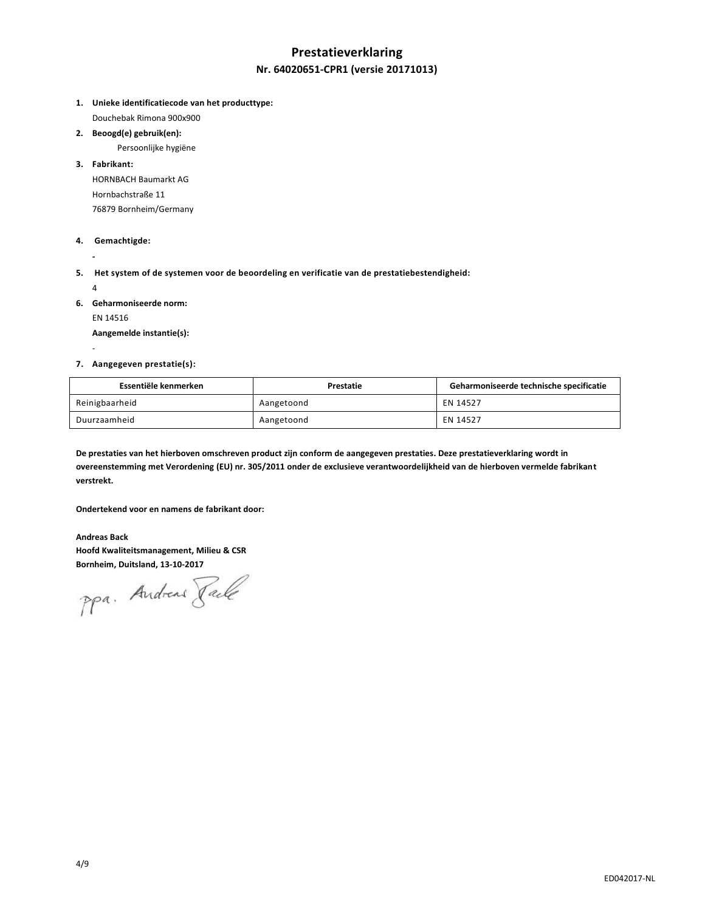# Prestatieverklaring

## Nr. 64020651-CPR1 (versie 20171013)

1. **Unieke identificatiecode van het producttype:**

   Douchebak Rimona 900x900

2. **Beoogd(e) gebruik(en):**

   Persoonlijke hygiëne

3. **Fabrikant:**

   HORNBACH Baumarkt AG
   Hornbachstraße 11
   76879 Bornheim/Germany

4. **Gemachtigde:**

   -

5. **Het system of de systemen voor de beoordeling en verificatie van de prestatiebestendigheid:**

   4

6. **Geharmoniseerde norm:**

   EN 14516

   **Aangemelde instantie(s):**

   -

7. **Aangegeven prestatie(s):**

| Essentiële kenmerken | Prestatie | Geharmoniseerde technische specificatie |
|---|---|---|
| Reinigbaarheid | Aangetoond | EN 14527 |
| Duurzaamheid | Aangetoond | EN 14527 |

**De prestaties van het hierboven omschreven product zijn conform de aangegeven prestaties. Deze prestatieverklaring wordt in overeenstemming met Verordening (EU) nr. 305/2011 onder de exclusieve verantwoordelijkheid van de hierboven vermelde fabrikant verstrekt.**

**Ondertekend voor en namens de fabrikant door:**

**Andreas Back**
**Hoofd Kwaliteitsmanagement, Milieu & CSR**
**Bornheim, Duitsland, 13-10-2017**

ppa. Andreas Back

ED042017-NL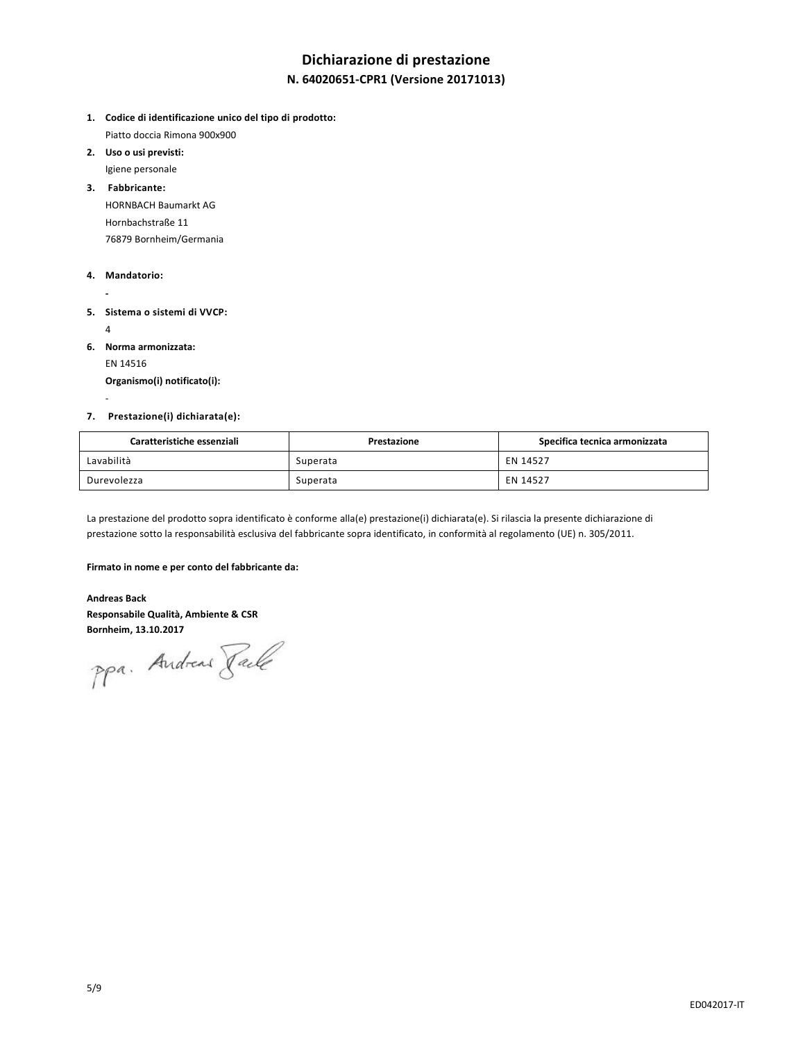# Dichiarazione di prestazione

## N. 64020651-CPR1 (Versione 20171013)

1. **Codice di identificazione unico del tipo di prodotto:**
   Piatto doccia Rimona 900x900
2. **Uso o usi previsti:**
   Igiene personale
3. **Fabbricante:**
   HORNBACH Baumarkt AG
   Hornbachstraße 11
   76879 Bornheim/Germania
4. **Mandatorio:**
   -
5. **Sistema o sistemi di VVCP:**
   4
6. **Norma armonizzata:**
   EN 14516
   **Organismo(i) notificato(i):**
   -
7. **Prestazione(i) dichiarata(e):**

| Caratteristiche essenziali | Prestazione | Specifica tecnica armonizzata |
| --- | --- | --- |
| Lavabilità | Superata | EN 14527 |
| Durevolezza | Superata | EN 14527 |

La prestazione del prodotto sopra identificato è conforme alla(e) prestazione(i) dichiarata(e). Si rilascia la presente dichiarazione di prestazione sotto la responsabilità esclusiva del fabbricante sopra identificato, in conformità al regolamento (UE) n. 305/2011.

**Firmato in nome e per conto del fabbricante da:**

**Andreas Back**
**Responsabile Qualità, Ambiente & CSR**
**Bornheim, 13.10.2017**

ppa. Andreas Back

ED042017-IT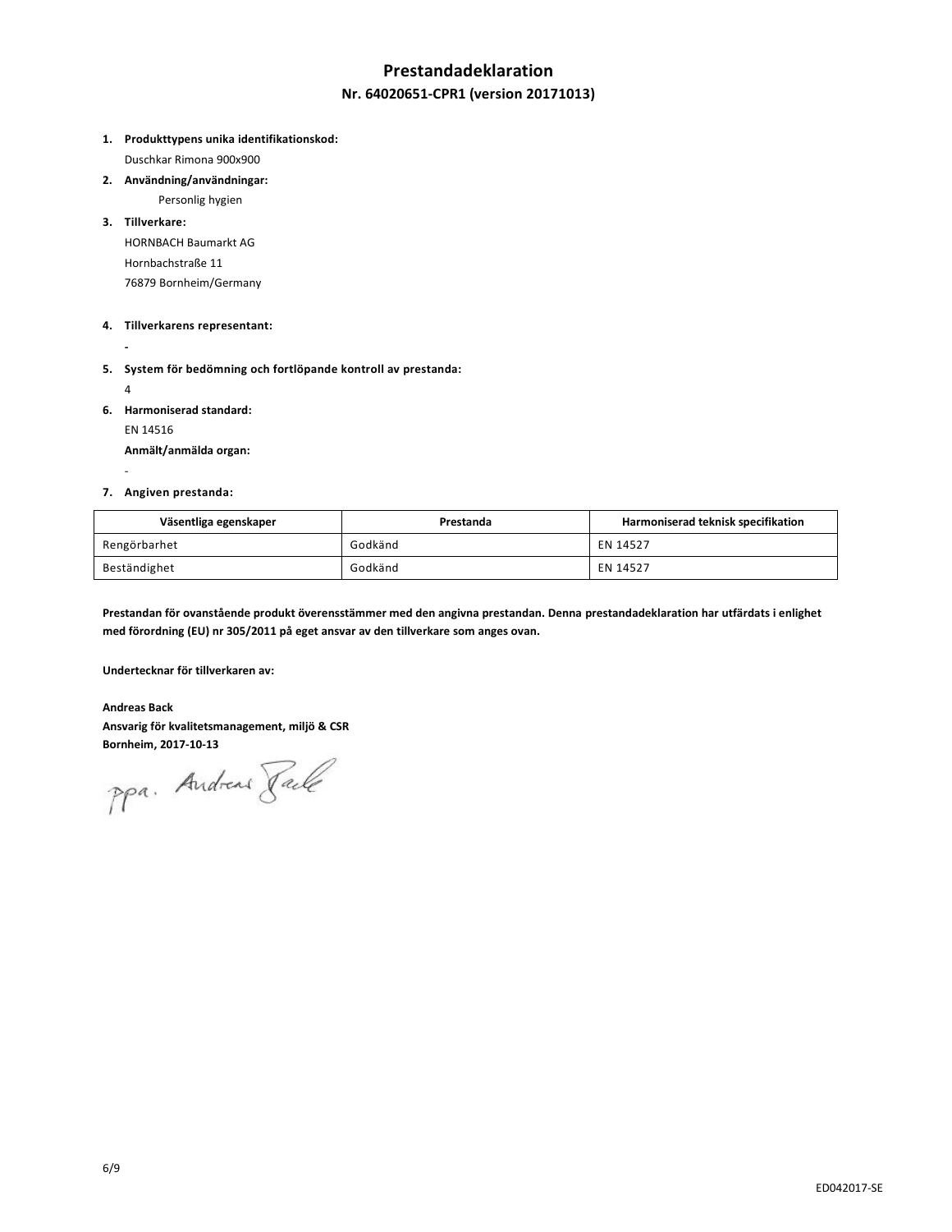# Prestandadeklaration

## Nr. 64020651-CPR1 (version 20171013)

1. **Produkttypens unika identifikationskod:**
   Duschkar Rimona 900x900
2. **Användning/användningar:**
   Personlig hygien
3. **Tillverkare:**
   HORNBACH Baumarkt AG
   Hornbachstraße 11
   76879 Bornheim/Germany
4. **Tillverkarens representant:**
   -
5. **System för bedömning och fortlöpande kontroll av prestanda:**
   4
6. **Harmoniserad standard:**
   EN 14516
   **Anmält/anmälda organ:**
   -
7. **Angiven prestanda:**

| Väsentliga egenskaper | Prestanda | Harmoniserad teknisk specifikation |
|---|---|---|
| Rengörbarhet | Godkänd | EN 14527 |
| Beständighet | Godkänd | EN 14527 |

**Prestandan för ovanstående produkt överensstämmer med den angivna prestandan. Denna prestandadeklaration har utfärdats i enlighet med förordning (EU) nr 305/2011 på eget ansvar av den tillverkare som anges ovan.**

**Undertecknar för tillverkaren av:**

**Andreas Back**
**Ansvarig för kvalitetsmanagement, miljö & CSR**
**Bornheim, 2017-10-13**

ppa. Andreas Back

ED042017-SE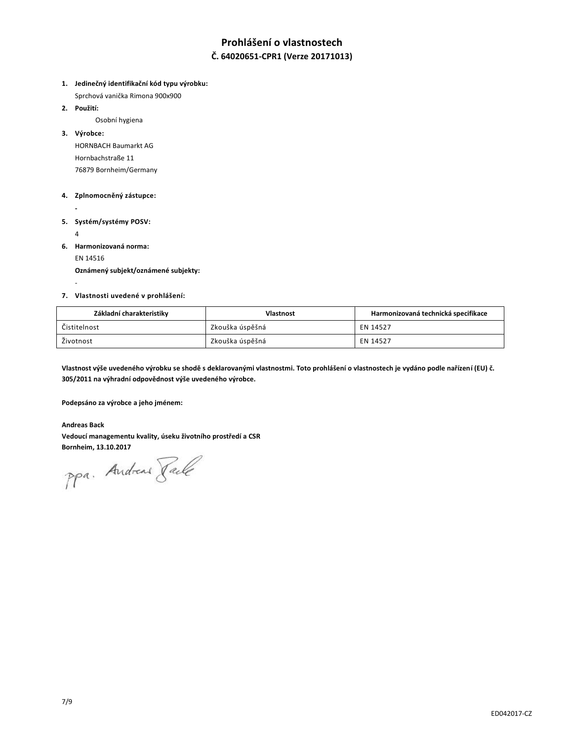# Prohlášení o vlastnostech

## Č. 64020651-CPR1 (Verze 20171013)

1. **Jedinečný identifikační kód typu výrobku:**
   Sprchová vanička Rimona 900x900
2. **Použití:**
   Osobní hygiena
3. **Výrobce:**
   HORNBACH Baumarkt AG
   Hornbachstraße 11
   76879 Bornheim/Germany
4. **Zplnomocněný zástupce:**
   -
5. **Systém/systémy POSV:**
   4
6. **Harmonizovaná norma:**
   EN 14516
   **Oznámený subjekt/oznámené subjekty:**
   -
7. **Vlastnosti uvedené v prohlášení:**

| Základní charakteristiky | Vlastnost | Harmonizovaná technická specifikace |
|---|---|---|
| Čistitelnost | Zkouška úspěšná | EN 14527 |
| Životnost | Zkouška úspěšná | EN 14527 |

**Vlastnost výše uvedeného výrobku se shodě s deklarovanými vlastnostmi. Toto prohlášení o vlastnostech je vydáno podle nařízení (EU) č. 305/2011 na výhradní odpovědnost výše uvedeného výrobce.**

**Podepsáno za výrobce a jeho jménem:**

**Andreas Back**
**Vedoucí managementu kvality, úseku životního prostředí a CSR**
**Bornheim, 13.10.2017**

ppa. Andreas Back

ED042017-CZ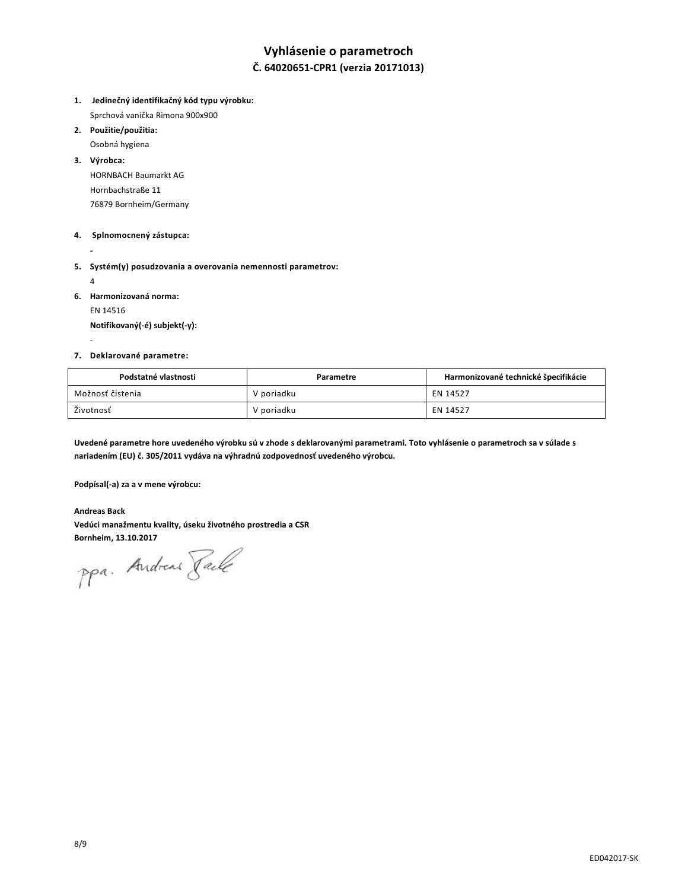# Vyhlásenie o parametroch

## Č. 64020651-CPR1 (verzia 20171013)

1. **Jedinečný identifikačný kód typu výrobku:**
   Sprchová vanička Rimona 900x900
2. **Použitie/použitia:**
   Osobná hygiena
3. **Výrobca:**
   HORNBACH Baumarkt AG
   Hornbachstraße 11
   76879 Bornheim/Germany
4. **Splnomocnený zástupca:**
   -
5. **Systém(y) posudzovania a overovania nemennosti parametrov:**
   4
6. **Harmonizovaná norma:**
   EN 14516
   **Notifikovaný(-é) subjekt(-y):**
   -
7. **Deklarované parametre:**

| Podstatné vlastnosti | Parametre | Harmonizované technické špecifikácie |
|---|---|---|
| Možnosť čistenia | V poriadku | EN 14527 |
| Životnosť | V poriadku | EN 14527 |

**Uvedené parametre hore uvedeného výrobku sú v zhode s deklarovanými parametrami. Toto vyhlásenie o parametroch sa v súlade s nariadením (EU) č. 305/2011 vydáva na výhradnú zodpovednosť uvedeného výrobcu.**

**Podpísal(-a) za a v mene výrobcu:**

**Andreas Back**
**Vedúci manažmentu kvality, úseku životného prostredia a CSR**
**Bornheim, 13.10.2017**

ppa. Andreas Back

ED042017-SK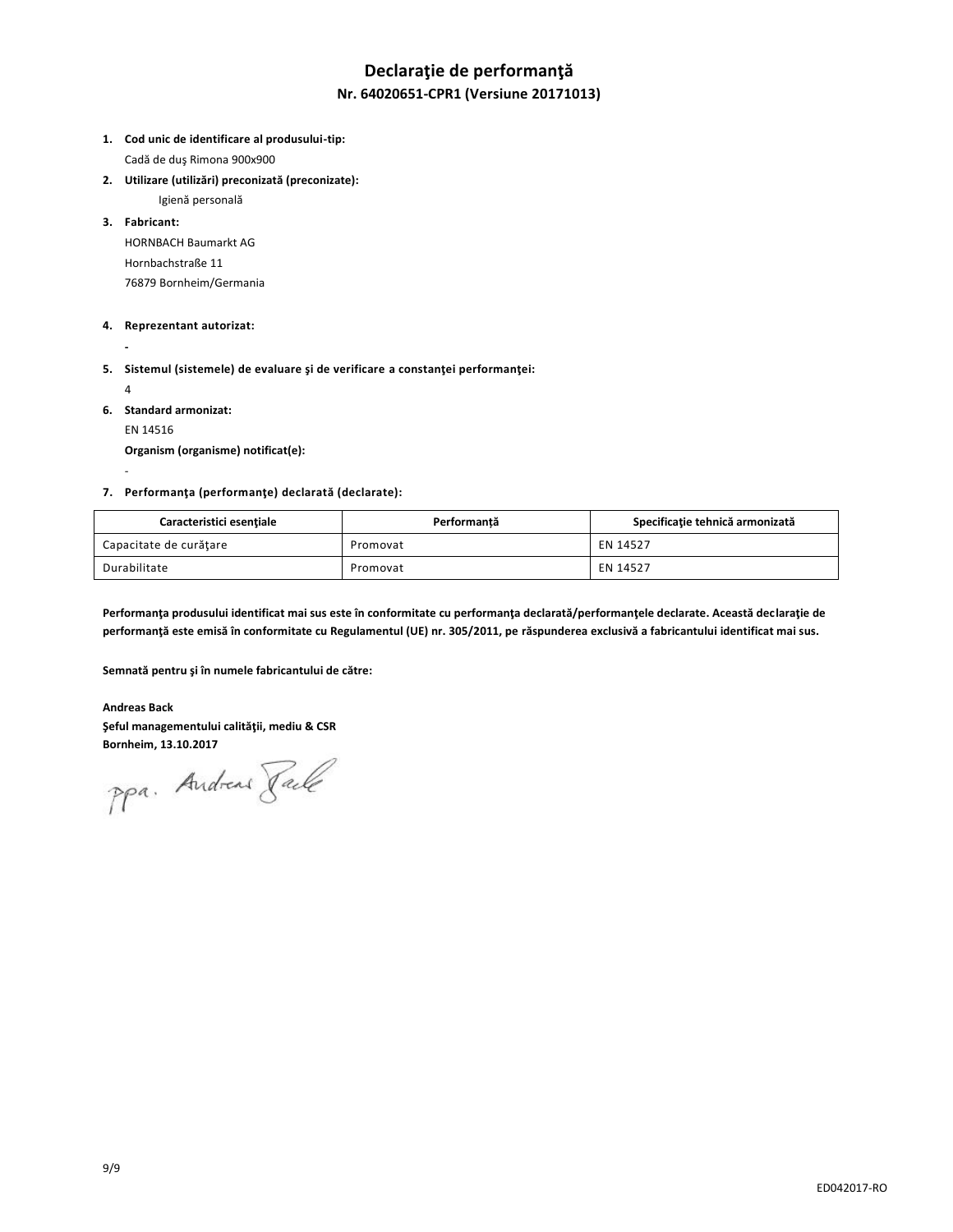# Declaraţie de performanţă

## Nr. 64020651-CPR1 (Versiune 20171013)

1. **Cod unic de identificare al produsului-tip:**
   Cadă de duş Rimona 900x900
2. **Utilizare (utilizări) preconizată (preconizate):**
   Igienă personală
3. **Fabricant:**
   HORNBACH Baumarkt AG
   Hornbachstraße 11
   76879 Bornheim/Germania
4. **Reprezentant autorizat:**
   -
5. **Sistemul (sistemele) de evaluare şi de verificare a constanţei performanţei:**
   4
6. **Standard armonizat:**
   EN 14516
   **Organism (organisme) notificat(e):**
   -
7. **Performanţa (performanţe) declarată (declarate):**

| Caracteristici esenţiale | Performanță | Specificaţie tehnică armonizată |
| --- | --- | --- |
| Capacitate de curăţare | Promovat | EN 14527 |
| Durabilitate | Promovat | EN 14527 |

**Performanţa produsului identificat mai sus este în conformitate cu performanţa declarată/performanţele declarate. Această declaraţie de performanţă este emisă în conformitate cu Regulamentul (UE) nr. 305/2011, pe răspunderea exclusivă a fabricantului identificat mai sus.**

**Semnată pentru şi în numele fabricantului de către:**

**Andreas Back**
**Şeful managementului calităţii, mediu & CSR**
**Bornheim, 13.10.2017**

ppa. Andreas Back

ED042017-RO